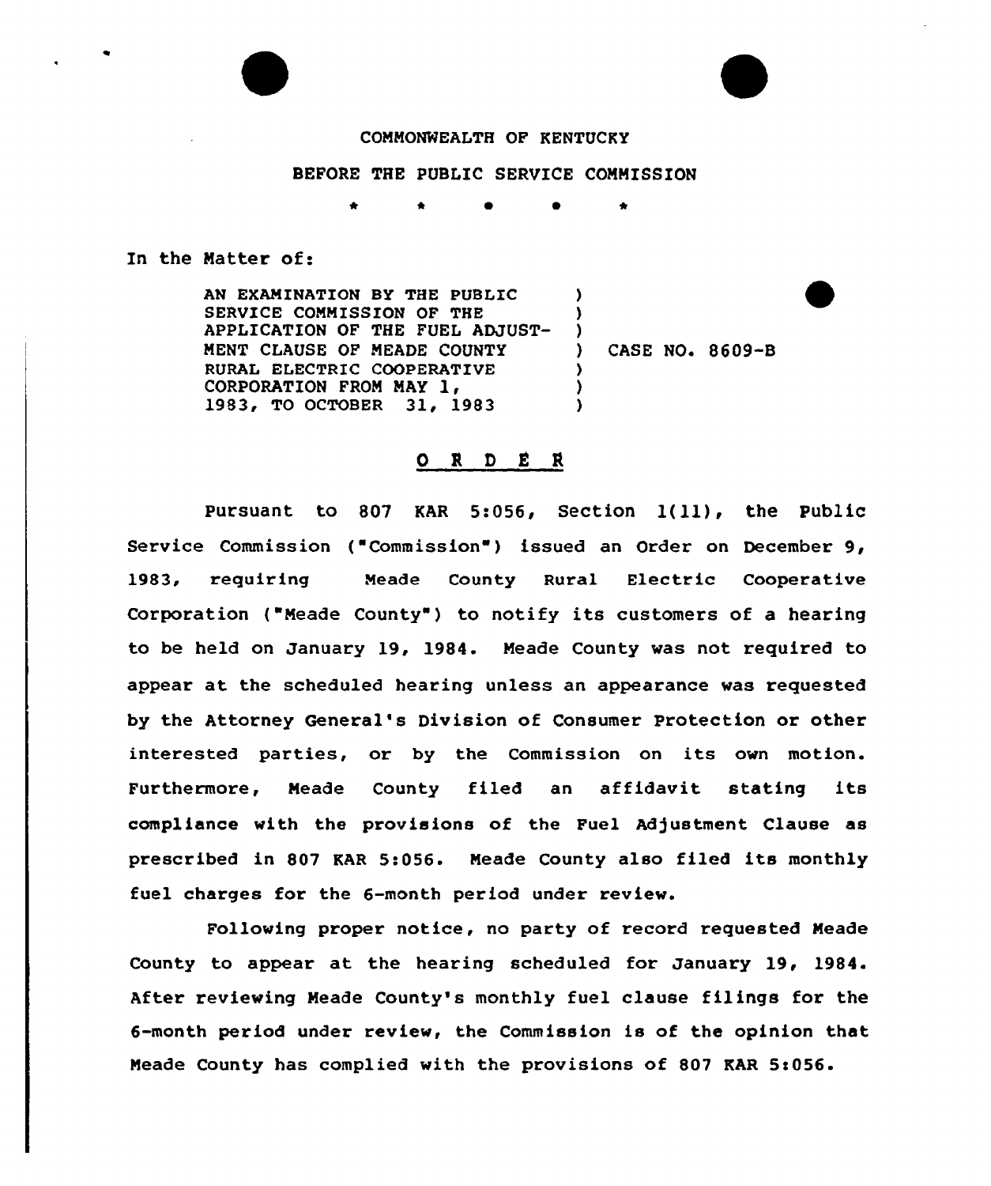COMMONWEALTH OF KENTUCKY

BEFORE THE PUBLIC SERVICE COMMISSION

\* \* \* \* \*

In the Matter of:

| | | |
|---|---|---|
| AN EXAMINATION BY THE PUBLIC SERVICE COMMISSION OF THE APPLICATION OF THE FUEL ADJUSTMENT CLAUSE OF MEADE COUNTY RURAL ELECTRIC COOPERATIVE CORPORATION FROM MAY 1, 1983, TO OCTOBER 31, 1983 | ) | CASE NO. 8609-B |

## O R D E R

Pursuant to 807 KAR 5:056, Section 1(11), the Public Service Commission ("Commission") issued an Order on December 9, 1983, requiring Meade County Rural Electric Cooperative Corporation ("Meade County") to notify its customers of a hearing to be held on January 19, 1984. Meade County was not required to appear at the scheduled hearing unless an appearance was requested by the Attorney General's Division of Consumer Protection or other interested parties, or by the Commission on its own motion. Furthermore, Meade County filed an affidavit stating its compliance with the provisions of the Fuel Adjustment Clause as prescribed in 807 KAR 5:056. Meade County also filed its monthly fuel charges for the 6-month period under review.

Following proper notice, no party of record requested Meade County to appear at the hearing scheduled for January 19, 1984. After reviewing Meade County's monthly fuel clause filings for the 6-month period under review, the Commission is of the opinion that Meade County has complied with the provisions of 807 KAR 5:056.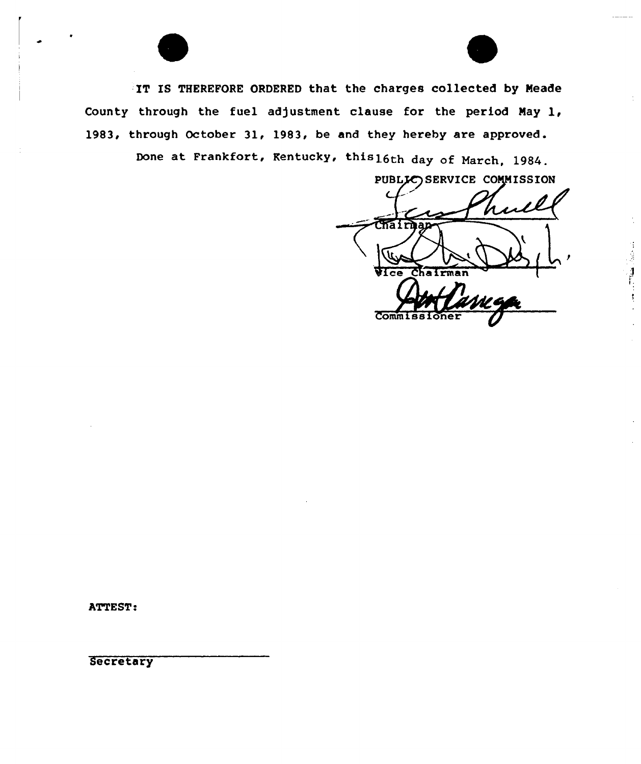IT IS THEREFORE ORDERED that the charges collected by Meade County through the fuel adjustment clause for the period May 1, 1983, through October 31, 1983, be and they hereby are approved.

Done at Frankfort, Kentucky, this 16th day of March, 1984.

PUBLIC SERVICE COMMISSION

Chairman

Vice Chairman

Commissioner

ATTEST:

Secretary